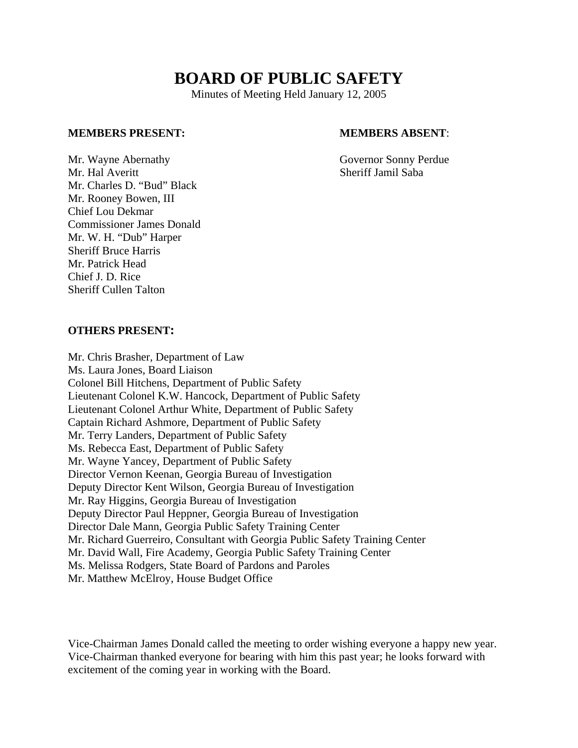# BOARD OF PUBLIC SAFETY

Minutes of Meeting Held January 12, 2005

**MEMBERS PRESENT:**

Mr. Wayne Abernathy
Mr. Hal Averitt
Mr. Charles D. "Bud" Black
Mr. Rooney Bowen, III
Chief Lou Dekmar
Commissioner James Donald
Mr. W. H. "Dub" Harper
Sheriff Bruce Harris
Mr. Patrick Head
Chief J. D. Rice
Sheriff Cullen Talton

**MEMBERS ABSENT**:

Governor Sonny Perdue
Sheriff Jamil Saba

**OTHERS PRESENT:**

Mr. Chris Brasher, Department of Law
Ms. Laura Jones, Board Liaison
Colonel Bill Hitchens, Department of Public Safety
Lieutenant Colonel K.W. Hancock, Department of Public Safety
Lieutenant Colonel Arthur White, Department of Public Safety
Captain Richard Ashmore, Department of Public Safety
Mr. Terry Landers, Department of Public Safety
Ms. Rebecca East, Department of Public Safety
Mr. Wayne Yancey, Department of Public Safety
Director Vernon Keenan, Georgia Bureau of Investigation
Deputy Director Kent Wilson, Georgia Bureau of Investigation
Mr. Ray Higgins, Georgia Bureau of Investigation
Deputy Director Paul Heppner, Georgia Bureau of Investigation
Director Dale Mann, Georgia Public Safety Training Center
Mr. Richard Guerreiro, Consultant with Georgia Public Safety Training Center
Mr. David Wall, Fire Academy, Georgia Public Safety Training Center
Ms. Melissa Rodgers, State Board of Pardons and Paroles
Mr. Matthew McElroy, House Budget Office

Vice-Chairman James Donald called the meeting to order wishing everyone a happy new year. Vice-Chairman thanked everyone for bearing with him this past year; he looks forward with excitement of the coming year in working with the Board.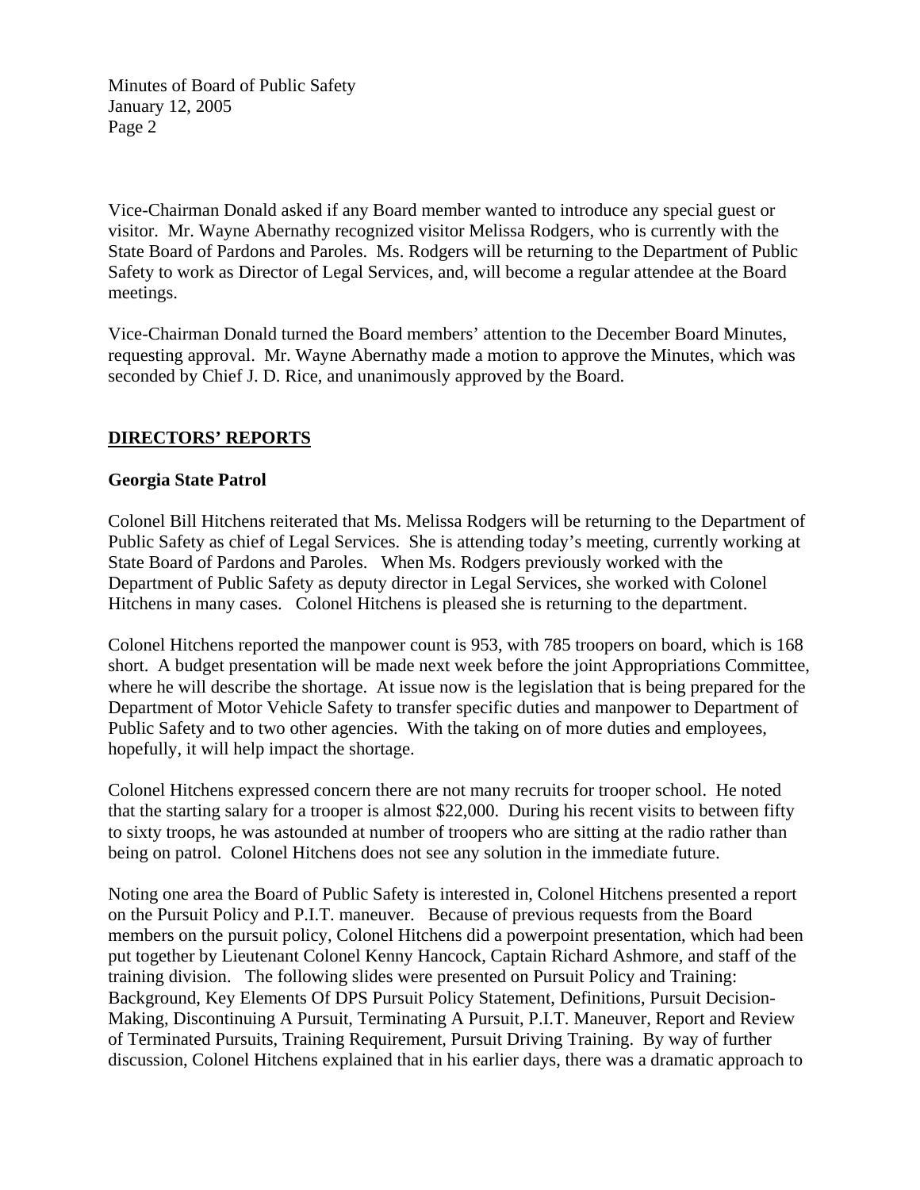Vice-Chairman Donald asked if any Board member wanted to introduce any special guest or visitor. Mr. Wayne Abernathy recognized visitor Melissa Rodgers, who is currently with the State Board of Pardons and Paroles. Ms. Rodgers will be returning to the Department of Public Safety to work as Director of Legal Services, and, will become a regular attendee at the Board meetings.

Vice-Chairman Donald turned the Board members' attention to the December Board Minutes, requesting approval. Mr. Wayne Abernathy made a motion to approve the Minutes, which was seconded by Chief J. D. Rice, and unanimously approved by the Board.

## DIRECTORS' REPORTS

### Georgia State Patrol

Colonel Bill Hitchens reiterated that Ms. Melissa Rodgers will be returning to the Department of Public Safety as chief of Legal Services. She is attending today's meeting, currently working at State Board of Pardons and Paroles. When Ms. Rodgers previously worked with the Department of Public Safety as deputy director in Legal Services, she worked with Colonel Hitchens in many cases. Colonel Hitchens is pleased she is returning to the department.

Colonel Hitchens reported the manpower count is 953, with 785 troopers on board, which is 168 short. A budget presentation will be made next week before the joint Appropriations Committee, where he will describe the shortage. At issue now is the legislation that is being prepared for the Department of Motor Vehicle Safety to transfer specific duties and manpower to Department of Public Safety and to two other agencies. With the taking on of more duties and employees, hopefully, it will help impact the shortage.

Colonel Hitchens expressed concern there are not many recruits for trooper school. He noted that the starting salary for a trooper is almost $22,000. During his recent visits to between fifty to sixty troops, he was astounded at number of troopers who are sitting at the radio rather than being on patrol. Colonel Hitchens does not see any solution in the immediate future.

Noting one area the Board of Public Safety is interested in, Colonel Hitchens presented a report on the Pursuit Policy and P.I.T. maneuver. Because of previous requests from the Board members on the pursuit policy, Colonel Hitchens did a powerpoint presentation, which had been put together by Lieutenant Colonel Kenny Hancock, Captain Richard Ashmore, and staff of the training division. The following slides were presented on Pursuit Policy and Training: Background, Key Elements Of DPS Pursuit Policy Statement, Definitions, Pursuit Decision-Making, Discontinuing A Pursuit, Terminating A Pursuit, P.I.T. Maneuver, Report and Review of Terminated Pursuits, Training Requirement, Pursuit Driving Training. By way of further discussion, Colonel Hitchens explained that in his earlier days, there was a dramatic approach to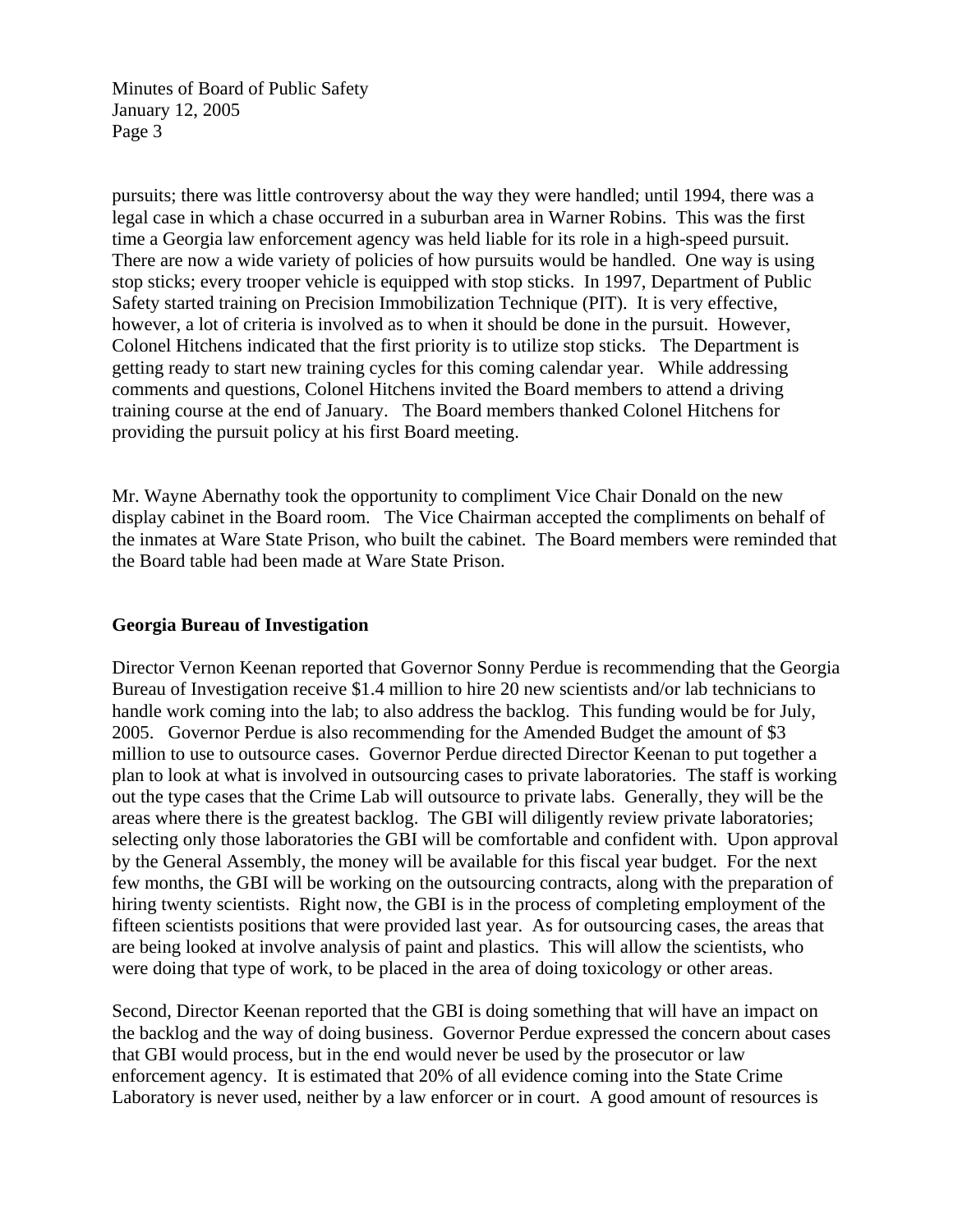pursuits; there was little controversy about the way they were handled; until 1994, there was a legal case in which a chase occurred in a suburban area in Warner Robins. This was the first time a Georgia law enforcement agency was held liable for its role in a high-speed pursuit. There are now a wide variety of policies of how pursuits would be handled. One way is using stop sticks; every trooper vehicle is equipped with stop sticks. In 1997, Department of Public Safety started training on Precision Immobilization Technique (PIT). It is very effective, however, a lot of criteria is involved as to when it should be done in the pursuit. However, Colonel Hitchens indicated that the first priority is to utilize stop sticks. The Department is getting ready to start new training cycles for this coming calendar year. While addressing comments and questions, Colonel Hitchens invited the Board members to attend a driving training course at the end of January. The Board members thanked Colonel Hitchens for providing the pursuit policy at his first Board meeting.

Mr. Wayne Abernathy took the opportunity to compliment Vice Chair Donald on the new display cabinet in the Board room. The Vice Chairman accepted the compliments on behalf of the inmates at Ware State Prison, who built the cabinet. The Board members were reminded that the Board table had been made at Ware State Prison.

**Georgia Bureau of Investigation**

Director Vernon Keenan reported that Governor Sonny Perdue is recommending that the Georgia Bureau of Investigation receive $1.4 million to hire 20 new scientists and/or lab technicians to handle work coming into the lab; to also address the backlog. This funding would be for July, 2005. Governor Perdue is also recommending for the Amended Budget the amount of $3 million to use to outsource cases. Governor Perdue directed Director Keenan to put together a plan to look at what is involved in outsourcing cases to private laboratories. The staff is working out the type cases that the Crime Lab will outsource to private labs. Generally, they will be the areas where there is the greatest backlog. The GBI will diligently review private laboratories; selecting only those laboratories the GBI will be comfortable and confident with. Upon approval by the General Assembly, the money will be available for this fiscal year budget. For the next few months, the GBI will be working on the outsourcing contracts, along with the preparation of hiring twenty scientists. Right now, the GBI is in the process of completing employment of the fifteen scientists positions that were provided last year. As for outsourcing cases, the areas that are being looked at involve analysis of paint and plastics. This will allow the scientists, who were doing that type of work, to be placed in the area of doing toxicology or other areas.

Second, Director Keenan reported that the GBI is doing something that will have an impact on the backlog and the way of doing business. Governor Perdue expressed the concern about cases that GBI would process, but in the end would never be used by the prosecutor or law enforcement agency. It is estimated that 20% of all evidence coming into the State Crime Laboratory is never used, neither by a law enforcer or in court. A good amount of resources is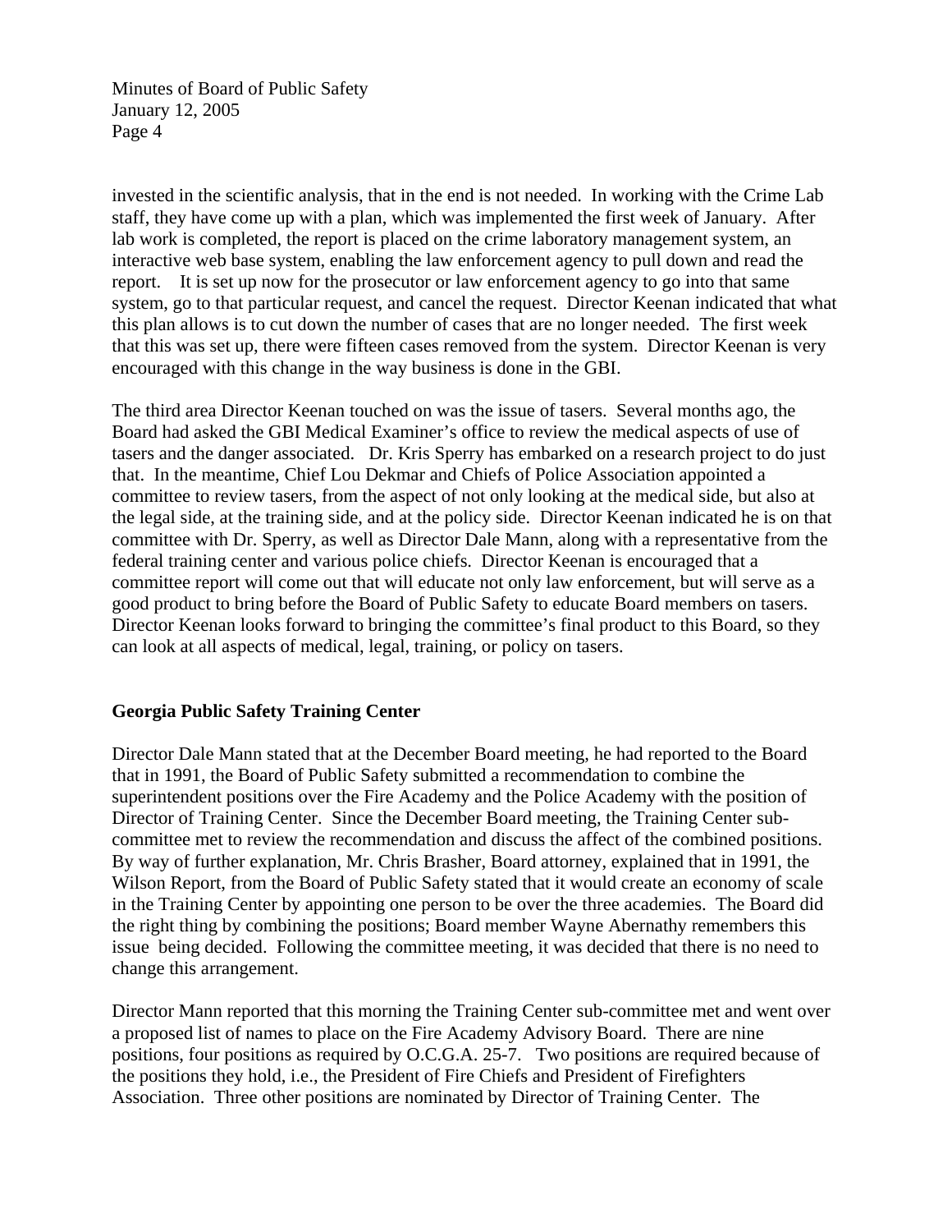invested in the scientific analysis, that in the end is not needed. In working with the Crime Lab staff, they have come up with a plan, which was implemented the first week of January. After lab work is completed, the report is placed on the crime laboratory management system, an interactive web base system, enabling the law enforcement agency to pull down and read the report. It is set up now for the prosecutor or law enforcement agency to go into that same system, go to that particular request, and cancel the request. Director Keenan indicated that what this plan allows is to cut down the number of cases that are no longer needed. The first week that this was set up, there were fifteen cases removed from the system. Director Keenan is very encouraged with this change in the way business is done in the GBI.

The third area Director Keenan touched on was the issue of tasers. Several months ago, the Board had asked the GBI Medical Examiner's office to review the medical aspects of use of tasers and the danger associated. Dr. Kris Sperry has embarked on a research project to do just that. In the meantime, Chief Lou Dekmar and Chiefs of Police Association appointed a committee to review tasers, from the aspect of not only looking at the medical side, but also at the legal side, at the training side, and at the policy side. Director Keenan indicated he is on that committee with Dr. Sperry, as well as Director Dale Mann, along with a representative from the federal training center and various police chiefs. Director Keenan is encouraged that a committee report will come out that will educate not only law enforcement, but will serve as a good product to bring before the Board of Public Safety to educate Board members on tasers. Director Keenan looks forward to bringing the committee's final product to this Board, so they can look at all aspects of medical, legal, training, or policy on tasers.

**Georgia Public Safety Training Center**

Director Dale Mann stated that at the December Board meeting, he had reported to the Board that in 1991, the Board of Public Safety submitted a recommendation to combine the superintendent positions over the Fire Academy and the Police Academy with the position of Director of Training Center. Since the December Board meeting, the Training Center sub-committee met to review the recommendation and discuss the affect of the combined positions. By way of further explanation, Mr. Chris Brasher, Board attorney, explained that in 1991, the Wilson Report, from the Board of Public Safety stated that it would create an economy of scale in the Training Center by appointing one person to be over the three academies. The Board did the right thing by combining the positions; Board member Wayne Abernathy remembers this issue being decided. Following the committee meeting, it was decided that there is no need to change this arrangement.

Director Mann reported that this morning the Training Center sub-committee met and went over a proposed list of names to place on the Fire Academy Advisory Board. There are nine positions, four positions as required by O.C.G.A. 25-7. Two positions are required because of the positions they hold, i.e., the President of Fire Chiefs and President of Firefighters Association. Three other positions are nominated by Director of Training Center. The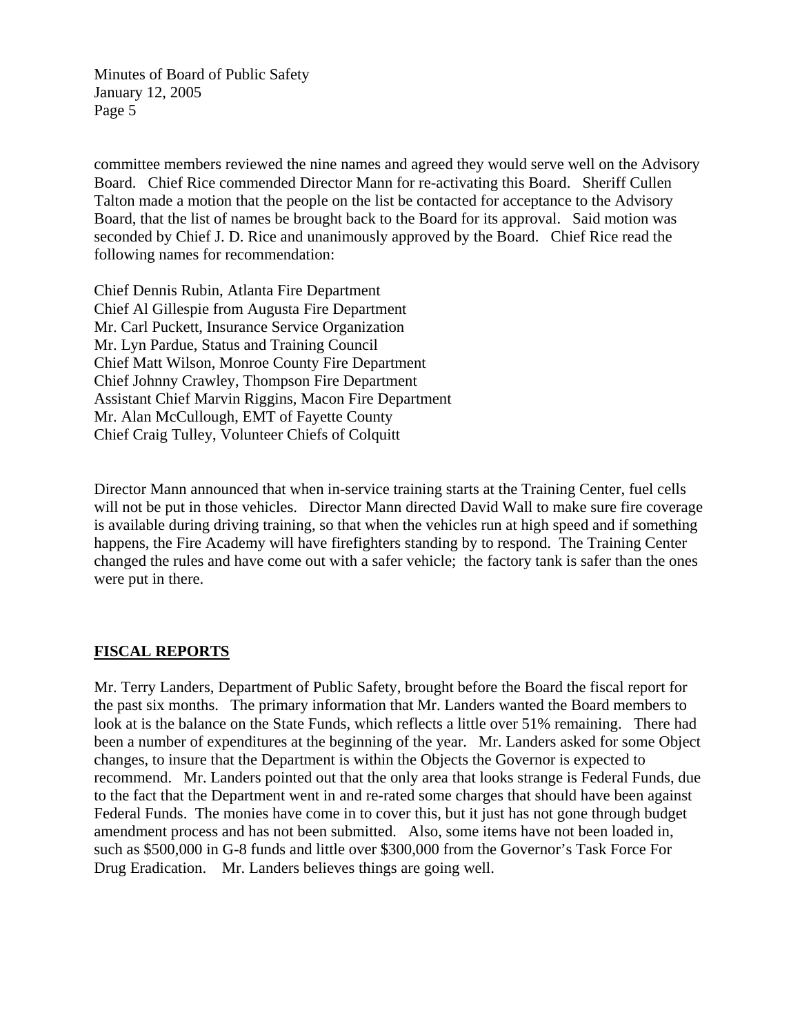committee members reviewed the nine names and agreed they would serve well on the Advisory Board. Chief Rice commended Director Mann for re-activating this Board. Sheriff Cullen Talton made a motion that the people on the list be contacted for acceptance to the Advisory Board, that the list of names be brought back to the Board for its approval. Said motion was seconded by Chief J. D. Rice and unanimously approved by the Board. Chief Rice read the following names for recommendation:

Chief Dennis Rubin, Atlanta Fire Department
Chief Al Gillespie from Augusta Fire Department
Mr. Carl Puckett, Insurance Service Organization
Mr. Lyn Pardue, Status and Training Council
Chief Matt Wilson, Monroe County Fire Department
Chief Johnny Crawley, Thompson Fire Department
Assistant Chief Marvin Riggins, Macon Fire Department
Mr. Alan McCullough, EMT of Fayette County
Chief Craig Tulley, Volunteer Chiefs of Colquitt

Director Mann announced that when in-service training starts at the Training Center, fuel cells will not be put in those vehicles. Director Mann directed David Wall to make sure fire coverage is available during driving training, so that when the vehicles run at high speed and if something happens, the Fire Academy will have firefighters standing by to respond. The Training Center changed the rules and have come out with a safer vehicle; the factory tank is safer than the ones were put in there.

## FISCAL REPORTS

Mr. Terry Landers, Department of Public Safety, brought before the Board the fiscal report for the past six months. The primary information that Mr. Landers wanted the Board members to look at is the balance on the State Funds, which reflects a little over 51% remaining. There had been a number of expenditures at the beginning of the year. Mr. Landers asked for some Object changes, to insure that the Department is within the Objects the Governor is expected to recommend. Mr. Landers pointed out that the only area that looks strange is Federal Funds, due to the fact that the Department went in and re-rated some charges that should have been against Federal Funds. The monies have come in to cover this, but it just has not gone through budget amendment process and has not been submitted. Also, some items have not been loaded in, such as $500,000 in G-8 funds and little over $300,000 from the Governor's Task Force For Drug Eradication. Mr. Landers believes things are going well.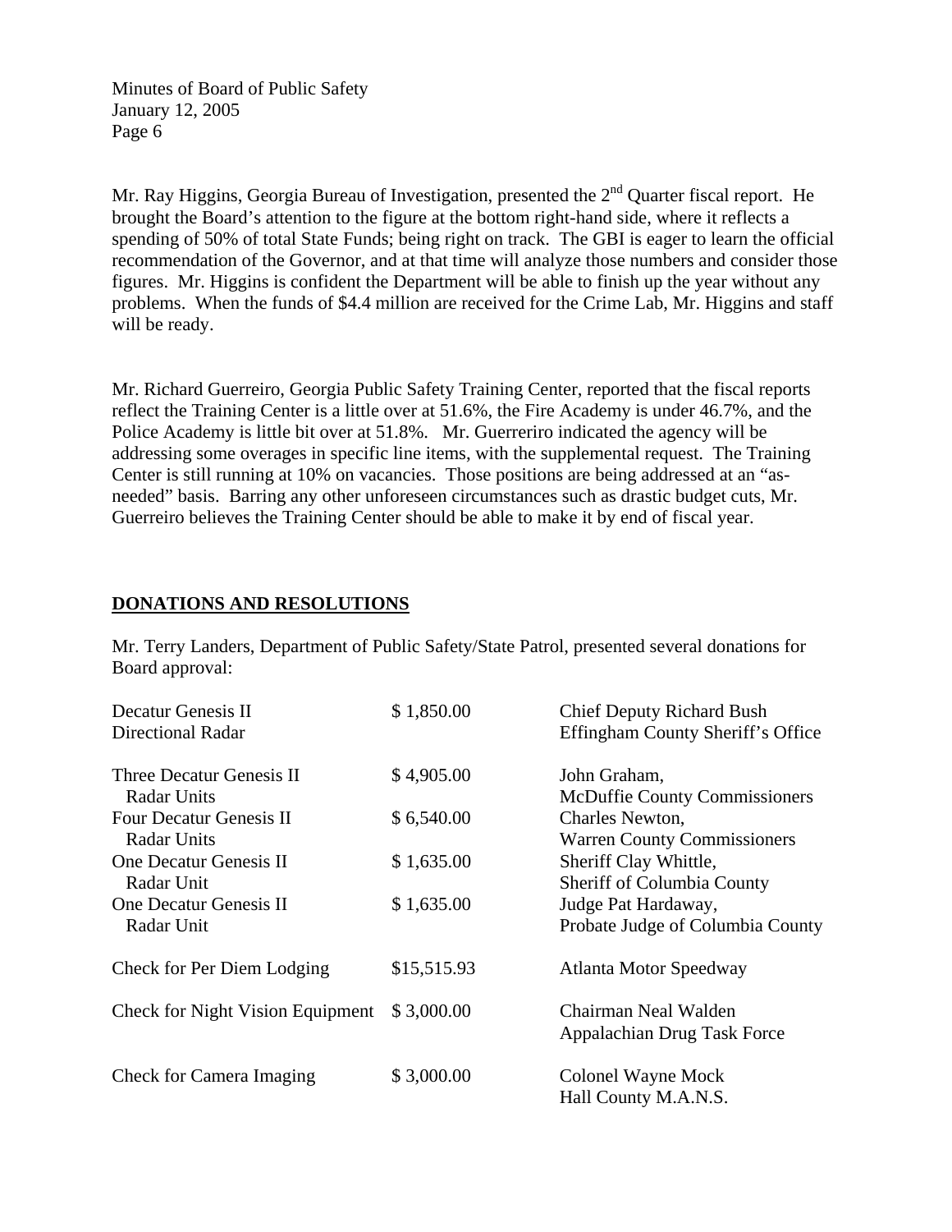Mr. Ray Higgins, Georgia Bureau of Investigation, presented the 2nd Quarter fiscal report. He brought the Board's attention to the figure at the bottom right-hand side, where it reflects a spending of 50% of total State Funds; being right on track. The GBI is eager to learn the official recommendation of the Governor, and at that time will analyze those numbers and consider those figures. Mr. Higgins is confident the Department will be able to finish up the year without any problems. When the funds of $4.4 million are received for the Crime Lab, Mr. Higgins and staff will be ready.

Mr. Richard Guerreiro, Georgia Public Safety Training Center, reported that the fiscal reports reflect the Training Center is a little over at 51.6%, the Fire Academy is under 46.7%, and the Police Academy is little bit over at 51.8%. Mr. Guerreriro indicated the agency will be addressing some overages in specific line items, with the supplemental request. The Training Center is still running at 10% on vacancies. Those positions are being addressed at an "as-needed" basis. Barring any other unforeseen circumstances such as drastic budget cuts, Mr. Guerreiro believes the Training Center should be able to make it by end of fiscal year.

## DONATIONS AND RESOLUTIONS

Mr. Terry Landers, Department of Public Safety/State Patrol, presented several donations for Board approval:

| Item | Amount | Donor |
|---|---|---|
| Decatur Genesis II Directional Radar | $ 1,850.00 | Chief Deputy Richard Bush, Effingham County Sheriff's Office |
| Three Decatur Genesis II Radar Units | $ 4,905.00 | John Graham, McDuffie County Commissioners |
| Four Decatur Genesis II Radar Units | $ 6,540.00 | Charles Newton, Warren County Commissioners |
| One Decatur Genesis II Radar Unit | $ 1,635.00 | Sheriff Clay Whittle, Sheriff of Columbia County |
| One Decatur Genesis II Radar Unit | $ 1,635.00 | Judge Pat Hardaway, Probate Judge of Columbia County |
| Check for Per Diem Lodging | $15,515.93 | Atlanta Motor Speedway |
| Check for Night Vision Equipment | $ 3,000.00 | Chairman Neal Walden, Appalachian Drug Task Force |
| Check for Camera Imaging | $ 3,000.00 | Colonel Wayne Mock, Hall County M.A.N.S. |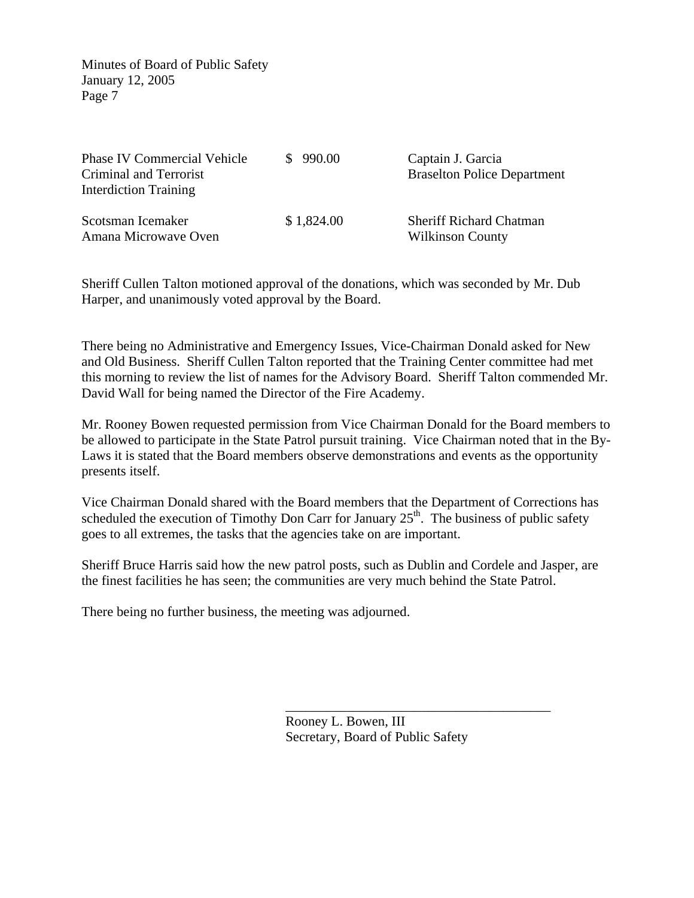| | | |
|---|---|---|
| Phase IV Commercial Vehicle Criminal and Terrorist Interdiction Training | \$ 990.00 | Captain J. Garcia Braselton Police Department |
| Scotsman Icemaker Amana Microwave Oven | \$ 1,824.00 | Sheriff Richard Chatman Wilkinson County |

Sheriff Cullen Talton motioned approval of the donations, which was seconded by Mr. Dub Harper, and unanimously voted approval by the Board.

There being no Administrative and Emergency Issues, Vice-Chairman Donald asked for New and Old Business. Sheriff Cullen Talton reported that the Training Center committee had met this morning to review the list of names for the Advisory Board. Sheriff Talton commended Mr. David Wall for being named the Director of the Fire Academy.

Mr. Rooney Bowen requested permission from Vice Chairman Donald for the Board members to be allowed to participate in the State Patrol pursuit training. Vice Chairman noted that in the By-Laws it is stated that the Board members observe demonstrations and events as the opportunity presents itself.

Vice Chairman Donald shared with the Board members that the Department of Corrections has scheduled the execution of Timothy Don Carr for January 25th. The business of public safety goes to all extremes, the tasks that the agencies take on are important.

Sheriff Bruce Harris said how the new patrol posts, such as Dublin and Cordele and Jasper, are the finest facilities he has seen; the communities are very much behind the State Patrol.

There being no further business, the meeting was adjourned.

\_\_\_\_\_\_\_\_\_\_\_\_\_\_\_\_\_\_\_\_\_\_\_\_\_\_\_\_\_\_\_\_\_\_\_\_\_\_\_

Rooney L. Bowen, III
Secretary, Board of Public Safety